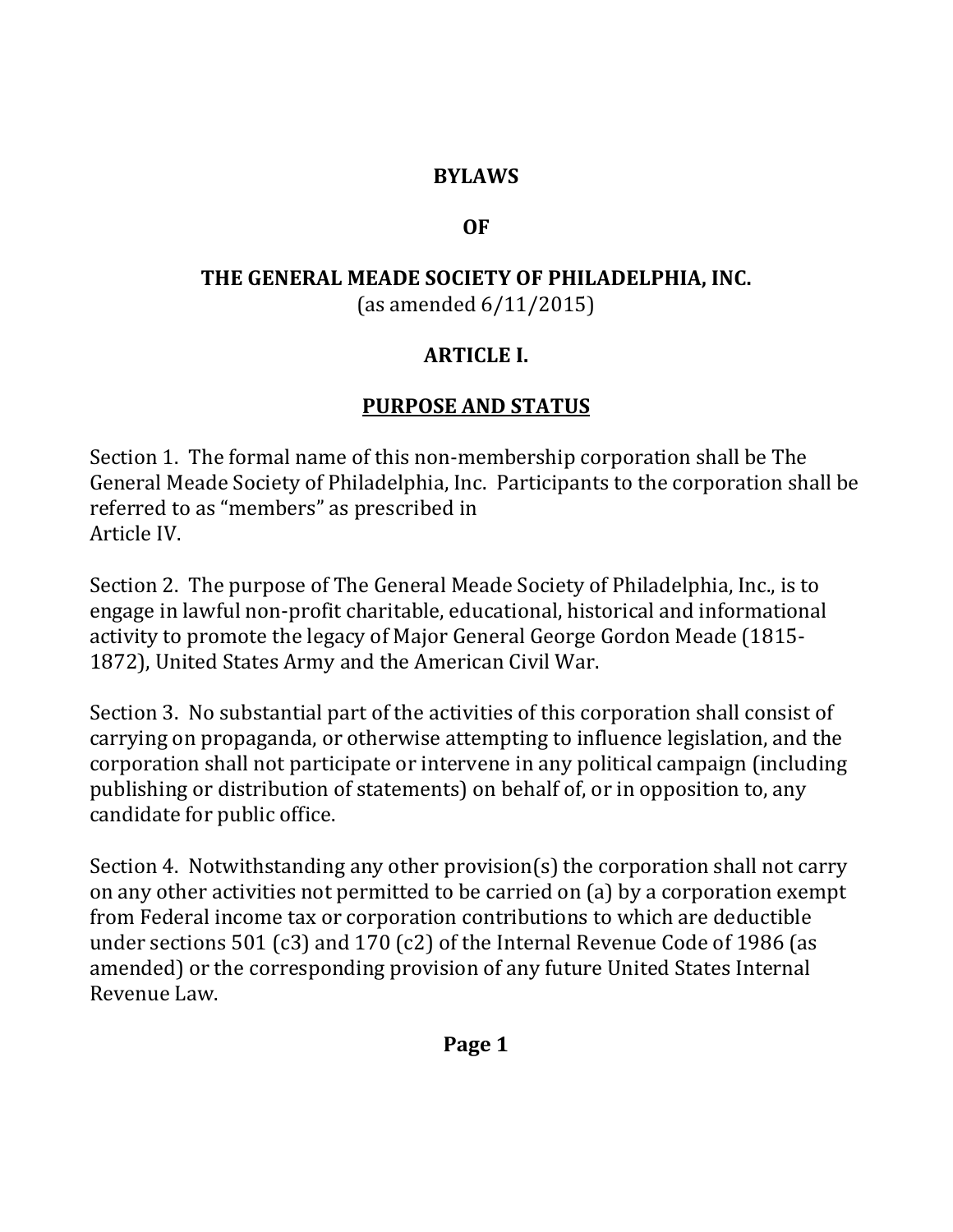# BYLAWS

# OF

# THE GENERAL MEADE SOCIETY OF PHILADELPHIA, INC.

(as amended 6/11/2015)

## ARTICLE I.

## PURPOSE AND STATUS

Section 1. The formal name of this non-membership corporation shall be The General Meade Society of Philadelphia, Inc. Participants to the corporation shall be referred to as "members" as prescribed in Article IV.

Section 2. The purpose of The General Meade Society of Philadelphia, Inc., is to engage in lawful non-profit charitable, educational, historical and informational activity to promote the legacy of Major General George Gordon Meade (1815-1872), United States Army and the American Civil War.

Section 3. No substantial part of the activities of this corporation shall consist of carrying on propaganda, or otherwise attempting to influence legislation, and the corporation shall not participate or intervene in any political campaign (including publishing or distribution of statements) on behalf of, or in opposition to, any candidate for public office.

Section 4. Notwithstanding any other provision(s) the corporation shall not carry on any other activities not permitted to be carried on (a) by a corporation exempt from Federal income tax or corporation contributions to which are deductible under sections 501 (c3) and 170 (c2) of the Internal Revenue Code of 1986 (as amended) or the corresponding provision of any future United States Internal Revenue Law.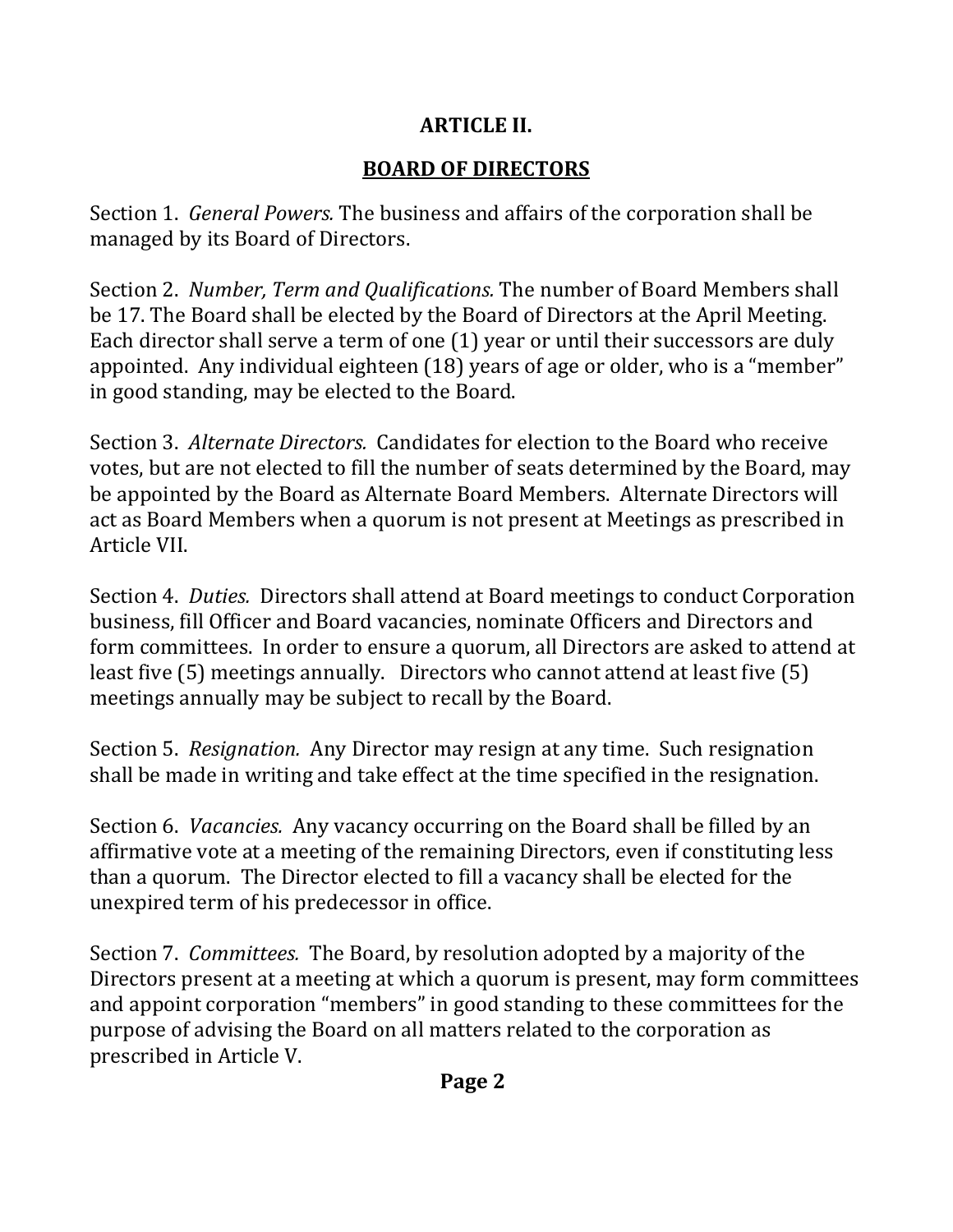## ARTICLE II.

## BOARD OF DIRECTORS

Section 1. *General Powers.* The business and affairs of the corporation shall be managed by its Board of Directors.

Section 2. *Number, Term and Qualifications.* The number of Board Members shall be 17. The Board shall be elected by the Board of Directors at the April Meeting. Each director shall serve a term of one (1) year or until their successors are duly appointed. Any individual eighteen (18) years of age or older, who is a "member" in good standing, may be elected to the Board.

Section 3. *Alternate Directors.* Candidates for election to the Board who receive votes, but are not elected to fill the number of seats determined by the Board, may be appointed by the Board as Alternate Board Members. Alternate Directors will act as Board Members when a quorum is not present at Meetings as prescribed in Article VII.

Section 4. *Duties.* Directors shall attend at Board meetings to conduct Corporation business, fill Officer and Board vacancies, nominate Officers and Directors and form committees. In order to ensure a quorum, all Directors are asked to attend at least five (5) meetings annually. Directors who cannot attend at least five (5) meetings annually may be subject to recall by the Board.

Section 5. *Resignation.* Any Director may resign at any time. Such resignation shall be made in writing and take effect at the time specified in the resignation.

Section 6. *Vacancies.* Any vacancy occurring on the Board shall be filled by an affirmative vote at a meeting of the remaining Directors, even if constituting less than a quorum. The Director elected to fill a vacancy shall be elected for the unexpired term of his predecessor in office.

Section 7. *Committees.* The Board, by resolution adopted by a majority of the Directors present at a meeting at which a quorum is present, may form committees and appoint corporation "members" in good standing to these committees for the purpose of advising the Board on all matters related to the corporation as prescribed in Article V.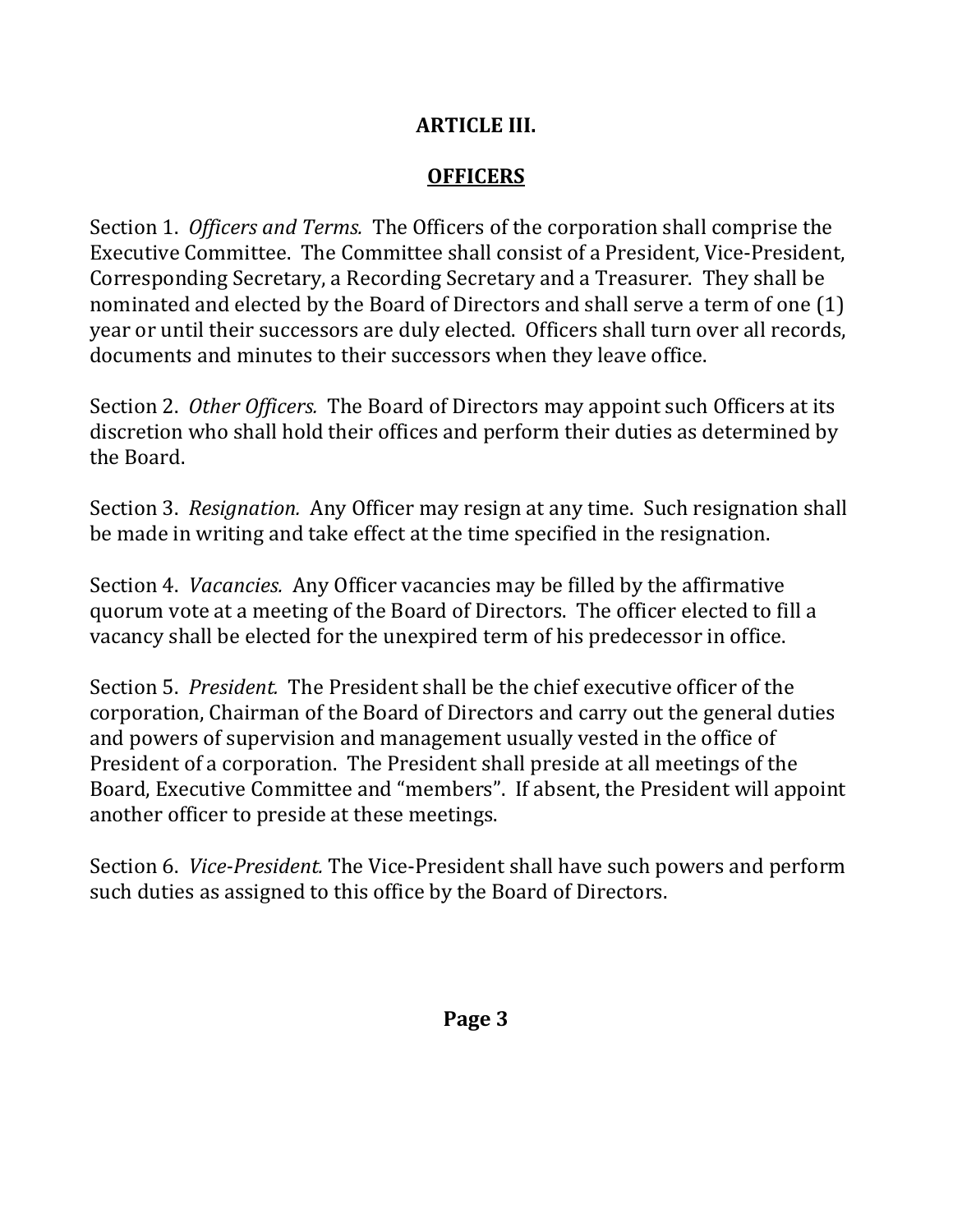## ARTICLE III.

## OFFICERS

Section 1. *Officers and Terms.* The Officers of the corporation shall comprise the Executive Committee. The Committee shall consist of a President, Vice-President, Corresponding Secretary, a Recording Secretary and a Treasurer. They shall be nominated and elected by the Board of Directors and shall serve a term of one (1) year or until their successors are duly elected. Officers shall turn over all records, documents and minutes to their successors when they leave office.

Section 2. *Other Officers.* The Board of Directors may appoint such Officers at its discretion who shall hold their offices and perform their duties as determined by the Board.

Section 3. *Resignation.* Any Officer may resign at any time. Such resignation shall be made in writing and take effect at the time specified in the resignation.

Section 4. *Vacancies.* Any Officer vacancies may be filled by the affirmative quorum vote at a meeting of the Board of Directors. The officer elected to fill a vacancy shall be elected for the unexpired term of his predecessor in office.

Section 5. *President.* The President shall be the chief executive officer of the corporation, Chairman of the Board of Directors and carry out the general duties and powers of supervision and management usually vested in the office of President of a corporation. The President shall preside at all meetings of the Board, Executive Committee and "members". If absent, the President will appoint another officer to preside at these meetings.

Section 6. *Vice-President.* The Vice-President shall have such powers and perform such duties as assigned to this office by the Board of Directors.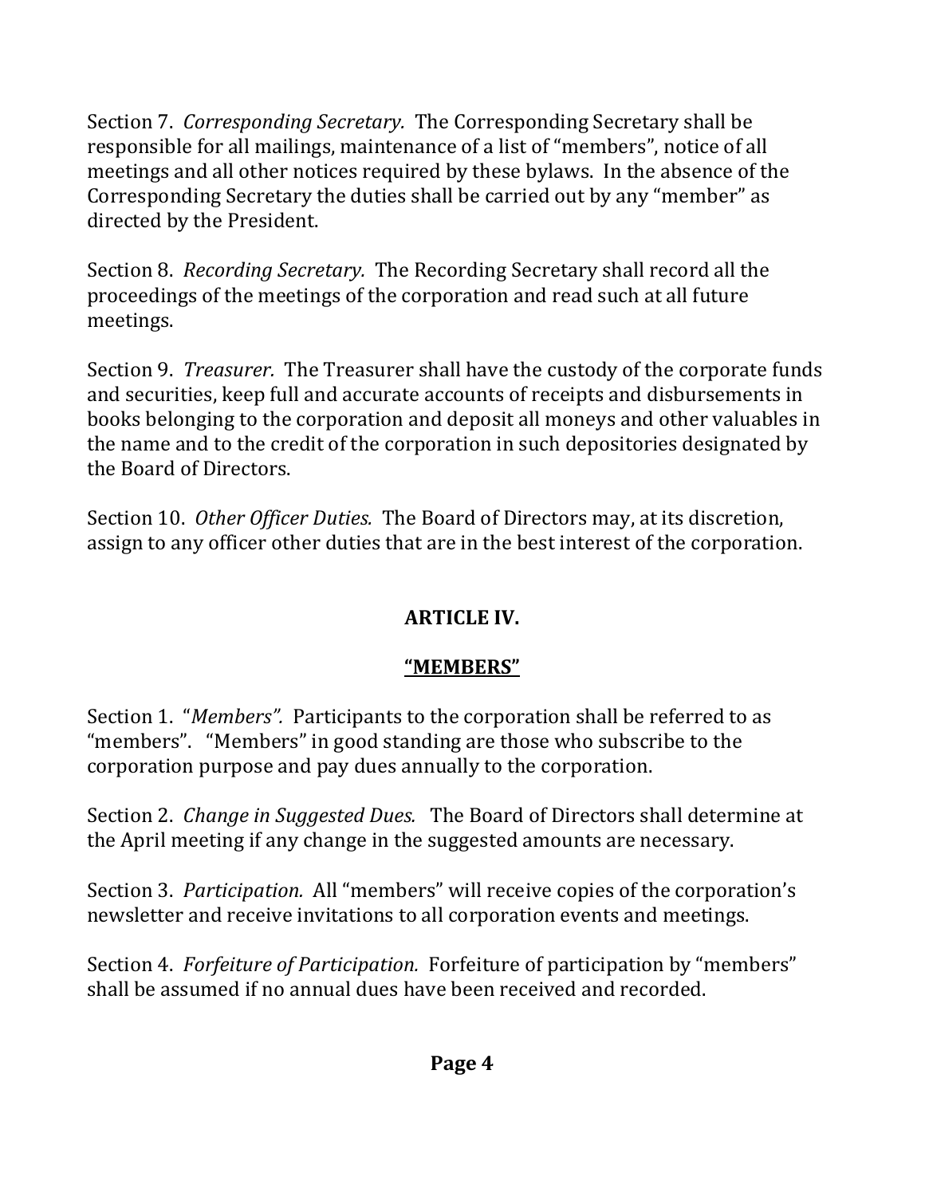Section 7. *Corresponding Secretary.* The Corresponding Secretary shall be responsible for all mailings, maintenance of a list of "members", notice of all meetings and all other notices required by these bylaws. In the absence of the Corresponding Secretary the duties shall be carried out by any "member" as directed by the President.

Section 8. *Recording Secretary.* The Recording Secretary shall record all the proceedings of the meetings of the corporation and read such at all future meetings.

Section 9. *Treasurer.* The Treasurer shall have the custody of the corporate funds and securities, keep full and accurate accounts of receipts and disbursements in books belonging to the corporation and deposit all moneys and other valuables in the name and to the credit of the corporation in such depositories designated by the Board of Directors.

Section 10. *Other Officer Duties.* The Board of Directors may, at its discretion, assign to any officer other duties that are in the best interest of the corporation.

## ARTICLE IV.

## "MEMBERS"

Section 1. "*Members".* Participants to the corporation shall be referred to as "members". "Members" in good standing are those who subscribe to the corporation purpose and pay dues annually to the corporation.

Section 2. *Change in Suggested Dues.* The Board of Directors shall determine at the April meeting if any change in the suggested amounts are necessary.

Section 3. *Participation.* All "members" will receive copies of the corporation's newsletter and receive invitations to all corporation events and meetings.

Section 4. *Forfeiture of Participation.* Forfeiture of participation by "members" shall be assumed if no annual dues have been received and recorded.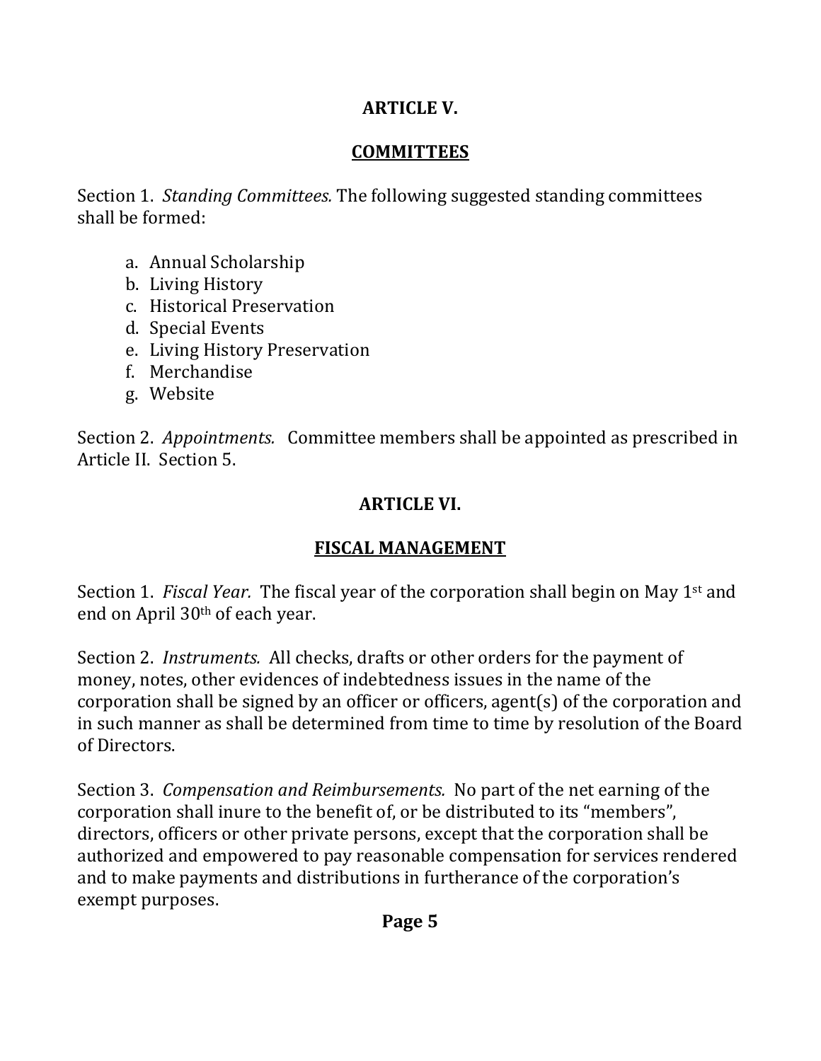## ARTICLE V.

## COMMITTEES

Section 1. *Standing Committees.* The following suggested standing committees shall be formed:

a. Annual Scholarship
b. Living History
c. Historical Preservation
d. Special Events
e. Living History Preservation
f. Merchandise
g. Website

Section 2. *Appointments.* Committee members shall be appointed as prescribed in Article II. Section 5.

## ARTICLE VI.

## FISCAL MANAGEMENT

Section 1. *Fiscal Year.* The fiscal year of the corporation shall begin on May 1st and end on April 30th of each year.

Section 2. *Instruments.* All checks, drafts or other orders for the payment of money, notes, other evidences of indebtedness issues in the name of the corporation shall be signed by an officer or officers, agent(s) of the corporation and in such manner as shall be determined from time to time by resolution of the Board of Directors.

Section 3. *Compensation and Reimbursements.* No part of the net earning of the corporation shall inure to the benefit of, or be distributed to its "members", directors, officers or other private persons, except that the corporation shall be authorized and empowered to pay reasonable compensation for services rendered and to make payments and distributions in furtherance of the corporation's exempt purposes.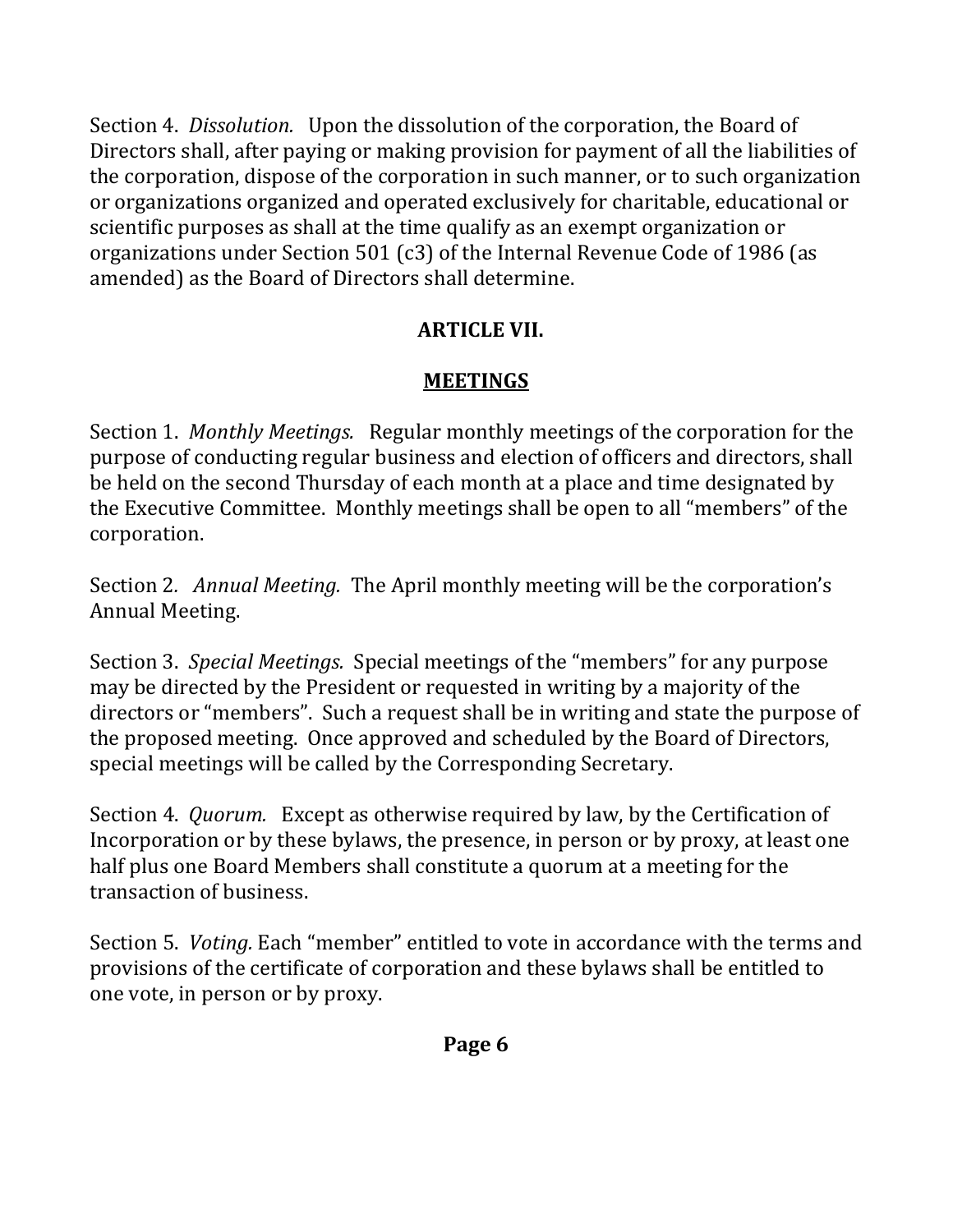Section 4. *Dissolution.* Upon the dissolution of the corporation, the Board of Directors shall, after paying or making provision for payment of all the liabilities of the corporation, dispose of the corporation in such manner, or to such organization or organizations organized and operated exclusively for charitable, educational or scientific purposes as shall at the time qualify as an exempt organization or organizations under Section 501 (c3) of the Internal Revenue Code of 1986 (as amended) as the Board of Directors shall determine.

## ARTICLE VII.

## <u>MEETINGS</u>

Section 1. *Monthly Meetings.* Regular monthly meetings of the corporation for the purpose of conducting regular business and election of officers and directors, shall be held on the second Thursday of each month at a place and time designated by the Executive Committee. Monthly meetings shall be open to all "members" of the corporation.

Section 2. *Annual Meeting.* The April monthly meeting will be the corporation's Annual Meeting.

Section 3. *Special Meetings.* Special meetings of the "members" for any purpose may be directed by the President or requested in writing by a majority of the directors or "members". Such a request shall be in writing and state the purpose of the proposed meeting. Once approved and scheduled by the Board of Directors, special meetings will be called by the Corresponding Secretary.

Section 4. *Quorum.* Except as otherwise required by law, by the Certification of Incorporation or by these bylaws, the presence, in person or by proxy, at least one half plus one Board Members shall constitute a quorum at a meeting for the transaction of business.

Section 5. *Voting.* Each "member" entitled to vote in accordance with the terms and provisions of the certificate of corporation and these bylaws shall be entitled to one vote, in person or by proxy.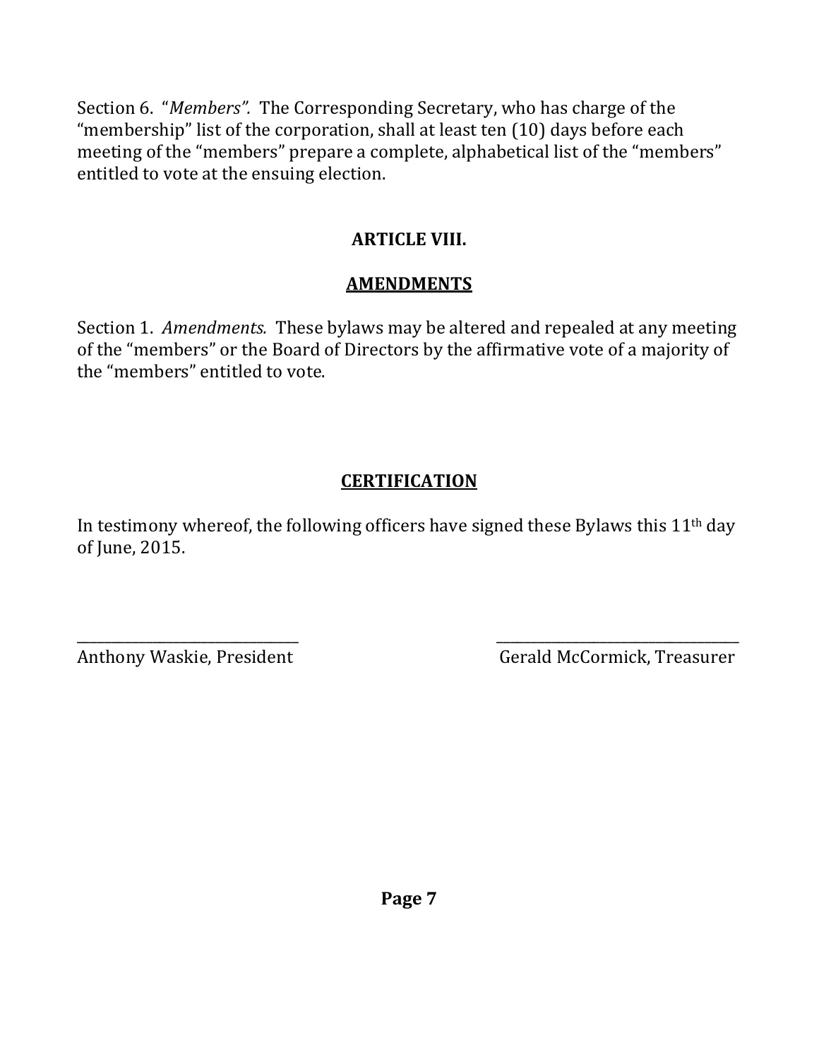Section 6. "*Members*". The Corresponding Secretary, who has charge of the "membership" list of the corporation, shall at least ten (10) days before each meeting of the "members" prepare a complete, alphabetical list of the "members" entitled to vote at the ensuing election.

## ARTICLE VIII.

## AMENDMENTS

Section 1. *Amendments.* These bylaws may be altered and repealed at any meeting of the "members" or the Board of Directors by the affirmative vote of a majority of the "members" entitled to vote.

## CERTIFICATION

In testimony whereof, the following officers have signed these Bylaws this 11th day of June, 2015.

| | |
|---|---|
| ______________________________ | ______________________________ |
| Anthony Waskie, President | Gerald McCormick, Treasurer |